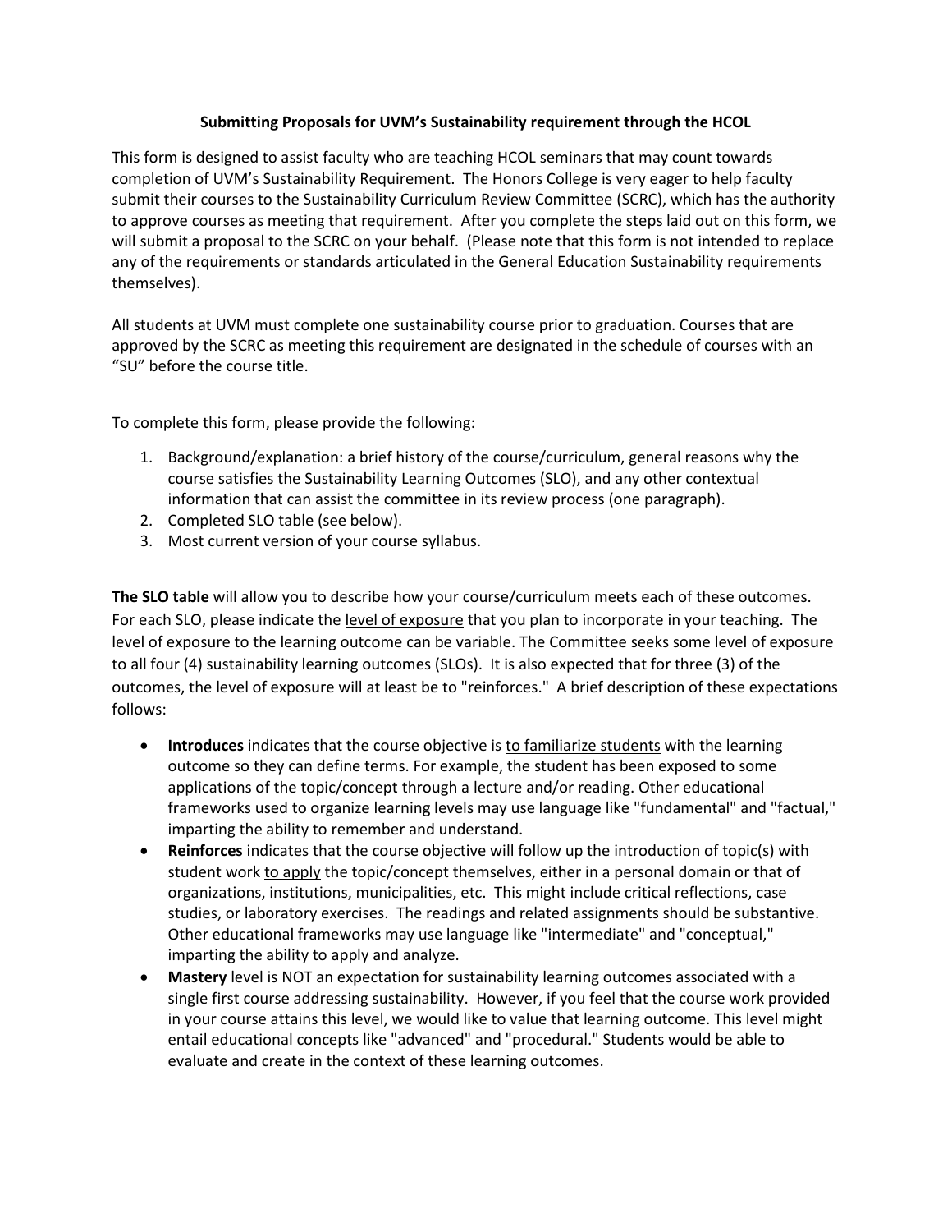# Submitting Proposals for UVM's Sustainability requirement through the HCOL

This form is designed to assist faculty who are teaching HCOL seminars that may count towards completion of UVM's Sustainability Requirement. The Honors College is very eager to help faculty submit their courses to the Sustainability Curriculum Review Committee (SCRC), which has the authority to approve courses as meeting that requirement. After you complete the steps laid out on this form, we will submit a proposal to the SCRC on your behalf. (Please note that this form is not intended to replace any of the requirements or standards articulated in the General Education Sustainability requirements themselves).

All students at UVM must complete one sustainability course prior to graduation. Courses that are approved by the SCRC as meeting this requirement are designated in the schedule of courses with an "SU" before the course title.

To complete this form, please provide the following:

1. Background/explanation: a brief history of the course/curriculum, general reasons why the course satisfies the Sustainability Learning Outcomes (SLO), and any other contextual information that can assist the committee in its review process (one paragraph).
2. Completed SLO table (see below).
3. Most current version of your course syllabus.

**The SLO table** will allow you to describe how your course/curriculum meets each of these outcomes. For each SLO, please indicate the <u>level of exposure</u> that you plan to incorporate in your teaching. The level of exposure to the learning outcome can be variable. The Committee seeks some level of exposure to all four (4) sustainability learning outcomes (SLOs). It is also expected that for three (3) of the outcomes, the level of exposure will at least be to "reinforces." A brief description of these expectations follows:

- **Introduces** indicates that the course objective is <u>to familiarize students</u> with the learning outcome so they can define terms. For example, the student has been exposed to some applications of the topic/concept through a lecture and/or reading. Other educational frameworks used to organize learning levels may use language like "fundamental" and "factual," imparting the ability to remember and understand.
- **Reinforces** indicates that the course objective will follow up the introduction of topic(s) with student work <u>to apply</u> the topic/concept themselves, either in a personal domain or that of organizations, institutions, municipalities, etc. This might include critical reflections, case studies, or laboratory exercises. The readings and related assignments should be substantive. Other educational frameworks may use language like "intermediate" and "conceptual," imparting the ability to apply and analyze.
- **Mastery** level is NOT an expectation for sustainability learning outcomes associated with a single first course addressing sustainability. However, if you feel that the course work provided in your course attains this level, we would like to value that learning outcome. This level might entail educational concepts like "advanced" and "procedural." Students would be able to evaluate and create in the context of these learning outcomes.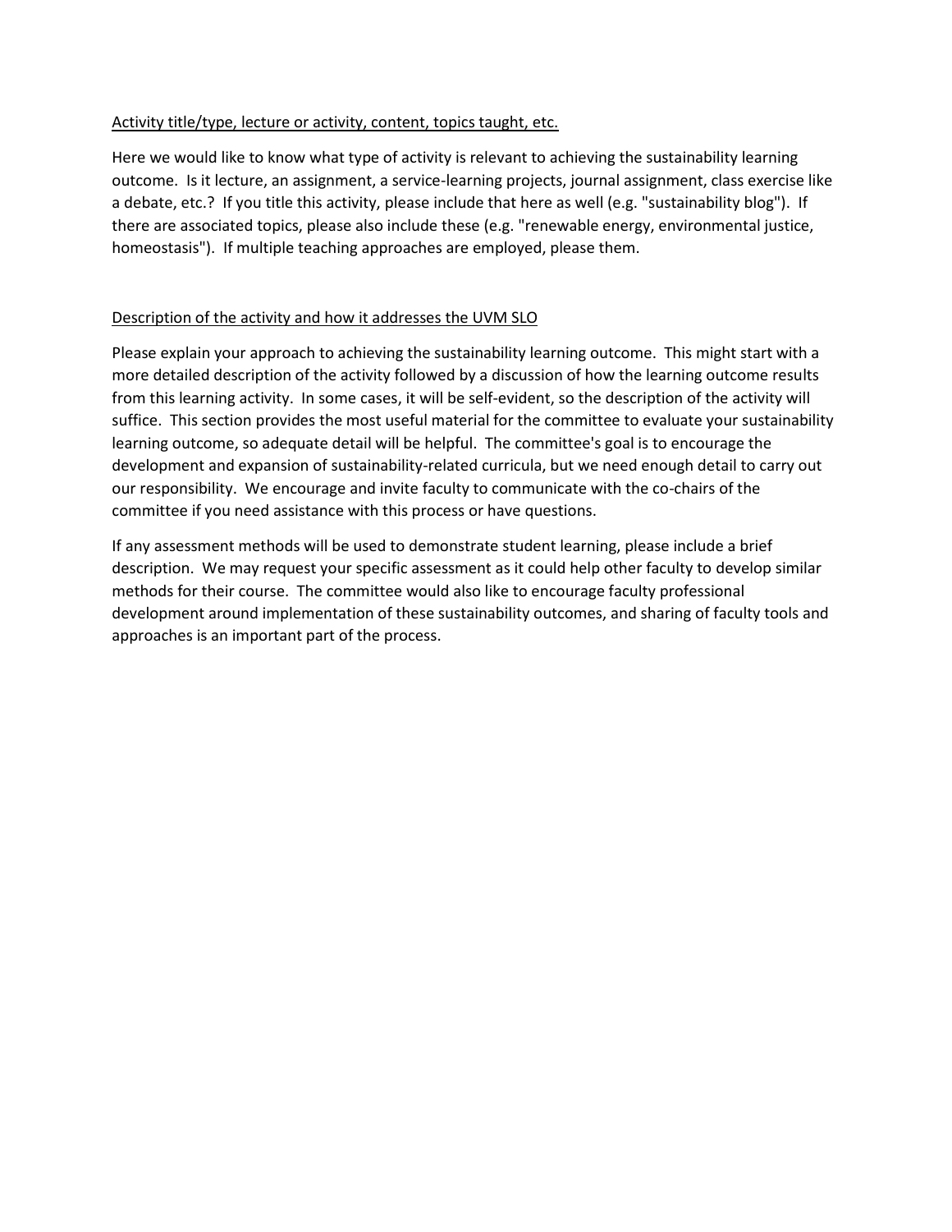<u>Activity title/type, lecture or activity, content, topics taught, etc.</u>

Here we would like to know what type of activity is relevant to achieving the sustainability learning outcome. Is it lecture, an assignment, a service-learning projects, journal assignment, class exercise like a debate, etc.? If you title this activity, please include that here as well (e.g. "sustainability blog"). If there are associated topics, please also include these (e.g. "renewable energy, environmental justice, homeostasis"). If multiple teaching approaches are employed, please them.

<u>Description of the activity and how it addresses the UVM SLO</u>

Please explain your approach to achieving the sustainability learning outcome. This might start with a more detailed description of the activity followed by a discussion of how the learning outcome results from this learning activity. In some cases, it will be self-evident, so the description of the activity will suffice. This section provides the most useful material for the committee to evaluate your sustainability learning outcome, so adequate detail will be helpful. The committee's goal is to encourage the development and expansion of sustainability-related curricula, but we need enough detail to carry out our responsibility. We encourage and invite faculty to communicate with the co-chairs of the committee if you need assistance with this process or have questions.

If any assessment methods will be used to demonstrate student learning, please include a brief description. We may request your specific assessment as it could help other faculty to develop similar methods for their course. The committee would also like to encourage faculty professional development around implementation of these sustainability outcomes, and sharing of faculty tools and approaches is an important part of the process.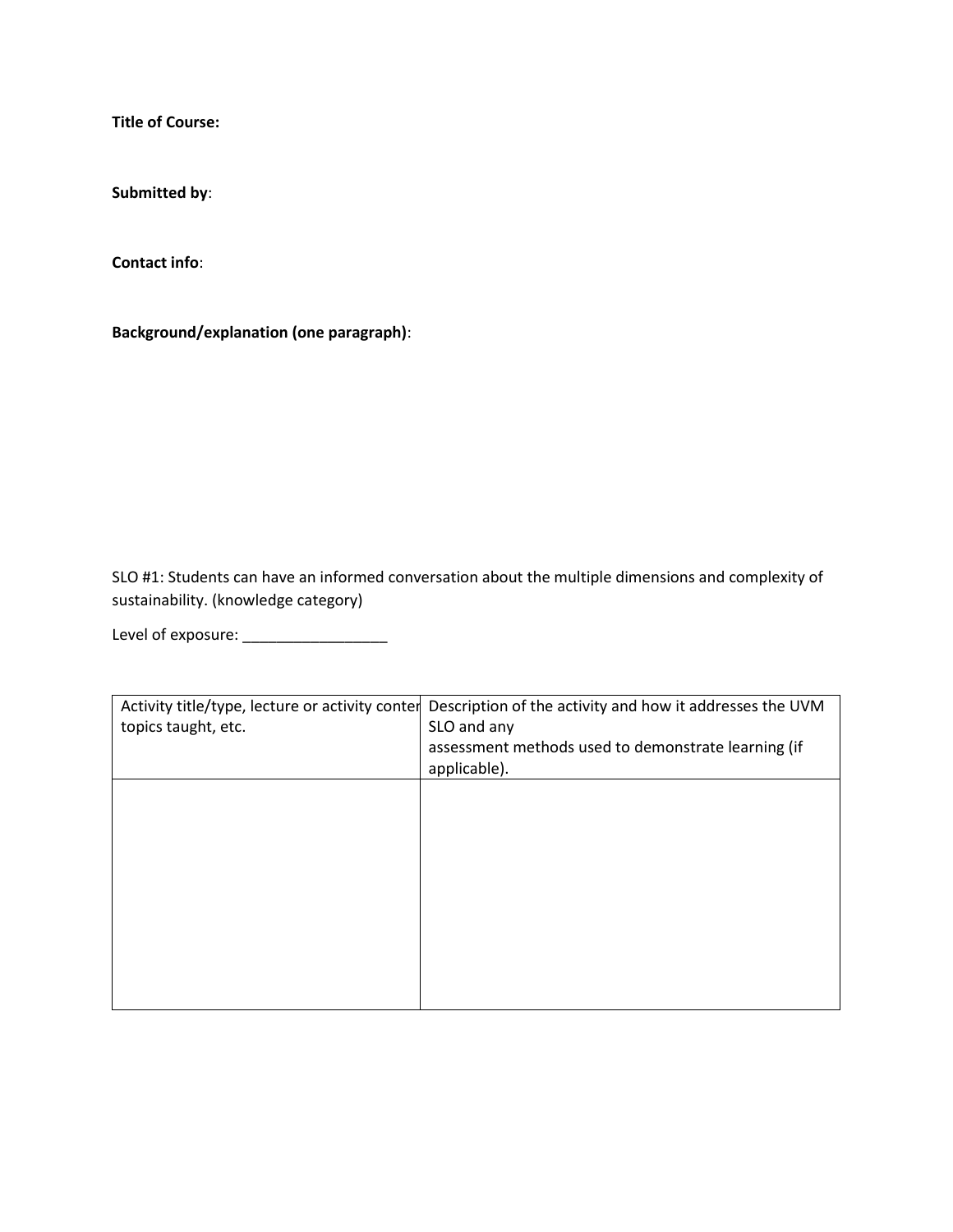**Title of Course:**

**Submitted by**:

**Contact info**:

**Background/explanation (one paragraph)**:

SLO #1: Students can have an informed conversation about the multiple dimensions and complexity of sustainability. (knowledge category)

Level of exposure: _________________

| Activity title/type, lecture or activity content, topics taught, etc. | Description of the activity and how it addresses the UVM SLO and any assessment methods used to demonstrate learning (if applicable). |
|---|---|
| | |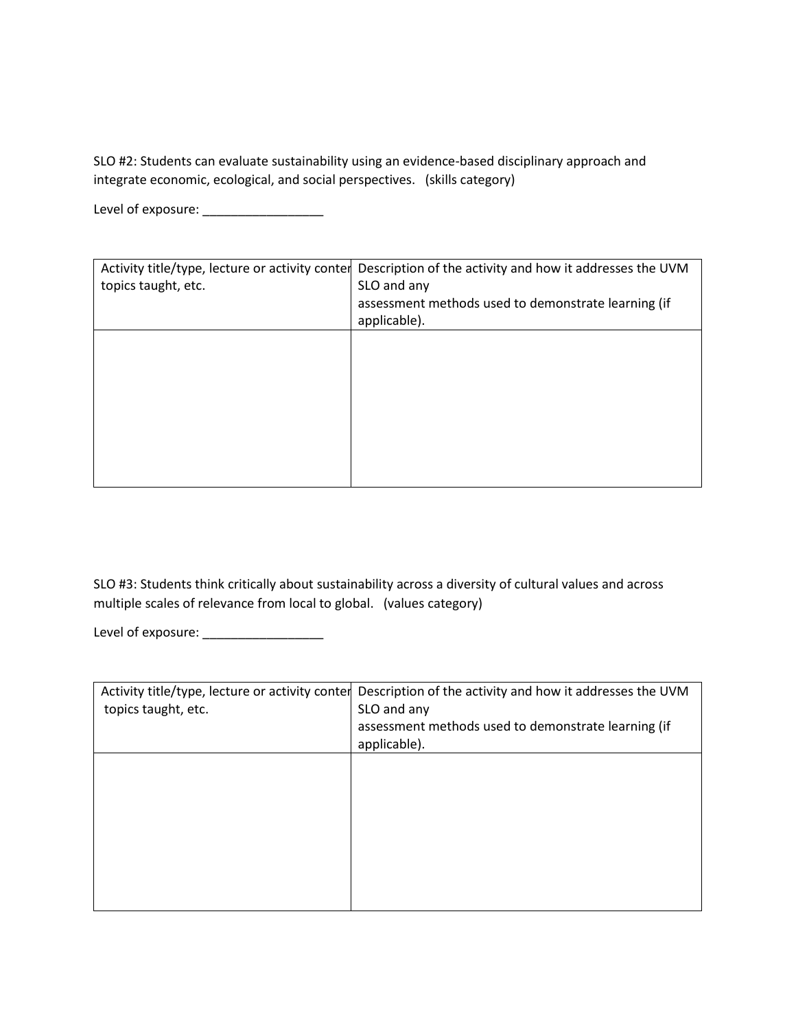SLO #2: Students can evaluate sustainability using an evidence-based disciplinary approach and integrate economic, ecological, and social perspectives. (skills category)

Level of exposure: _________________

| Activity title/type, lecture or activity conter topics taught, etc. | Description of the activity and how it addresses the UVM SLO and any assessment methods used to demonstrate learning (if applicable). |
|---|---|
| | |

SLO #3: Students think critically about sustainability across a diversity of cultural values and across multiple scales of relevance from local to global. (values category)

Level of exposure: _________________

| Activity title/type, lecture or activity conter topics taught, etc. | Description of the activity and how it addresses the UVM SLO and any assessment methods used to demonstrate learning (if applicable). |
|---|---|
| | |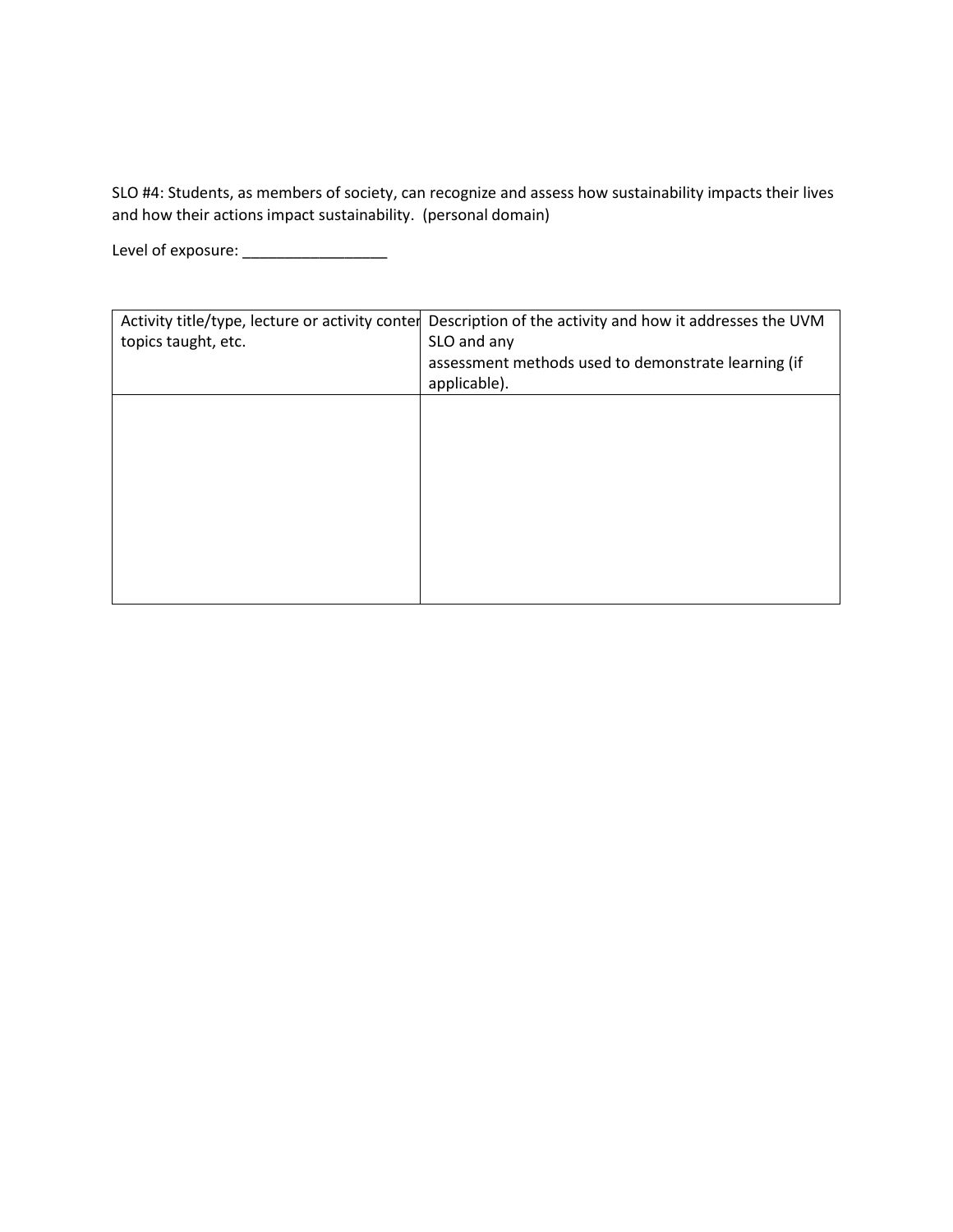SLO #4: Students, as members of society, can recognize and assess how sustainability impacts their lives and how their actions impact sustainability. (personal domain)

Level of exposure: _________________

| Activity title/type, lecture or activity conter topics taught, etc. | Description of the activity and how it addresses the UVM SLO and any assessment methods used to demonstrate learning (if applicable). |
| --- | --- |
| | |